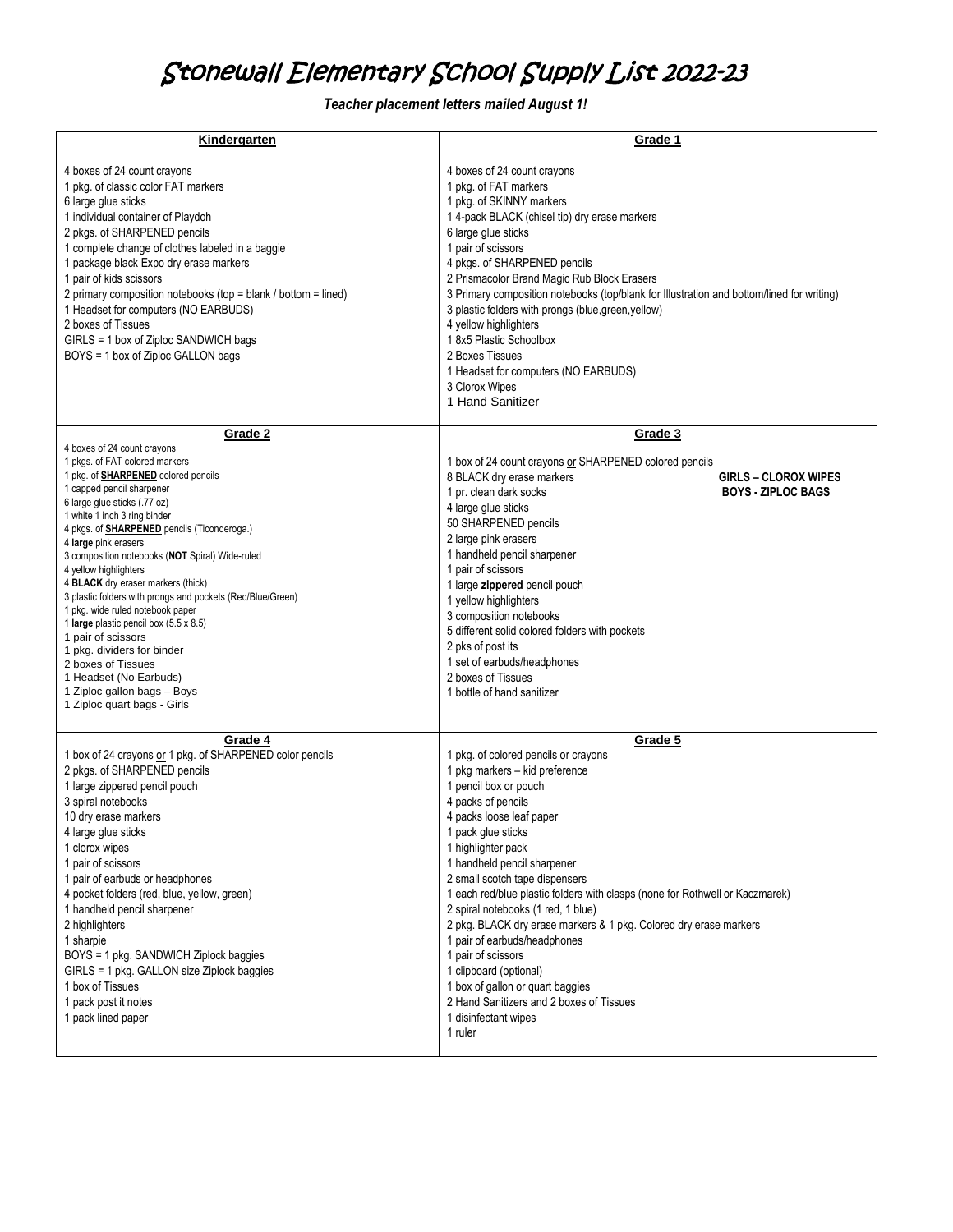# Stonewall Elementary School Supply List 2022-23

***Teacher placement letters mailed August 1!***

## Kindergarten

4 boxes of 24 count crayons
1 pkg. of classic color FAT markers
6 large glue sticks
1 individual container of Playdoh
2 pkgs. of SHARPENED pencils
1 complete change of clothes labeled in a baggie
1 package black Expo dry erase markers
1 pair of kids scissors
2 primary composition notebooks (top = blank / bottom = lined)
1 Headset for computers (NO EARBUDS)
2 boxes of Tissues
GIRLS = 1 box of Ziploc SANDWICH bags
BOYS = 1 box of Ziploc GALLON bags

## Grade 1

4 boxes of 24 count crayons
1 pkg. of FAT markers
1 pkg. of SKINNY markers
1 4-pack BLACK (chisel tip) dry erase markers
6 large glue sticks
1 pair of scissors
4 pkgs. of SHARPENED pencils
2 Prismacolor Brand Magic Rub Block Erasers
3 Primary composition notebooks (top/blank for Illustration and bottom/lined for writing)
3 plastic folders with prongs (blue,green,yellow)
4 yellow highlighters
1 8x5 Plastic Schoolbox
2 Boxes Tissues
1 Headset for computers (NO EARBUDS)
3 Clorox Wipes
1 Hand Sanitizer

## Grade 2

4 boxes of 24 count crayons
1 pkgs. of FAT colored markers
1 pkg. of **SHARPENED** colored pencils
1 capped pencil sharpener
6 large glue sticks (.77 oz)
1 white 1 inch 3 ring binder
4 pkgs. of **SHARPENED** pencils (Ticonderoga.)
4 **large** pink erasers
3 composition notebooks (**NOT** Spiral) Wide-ruled
4 yellow highlighters
4 **BLACK** dry eraser markers (thick)
3 plastic folders with prongs and pockets (Red/Blue/Green)
1 pkg. wide ruled notebook paper
1 **large** plastic pencil box (5.5 x 8.5)
1 pair of scissors
1 pkg. dividers for binder
2 boxes of Tissues
1 Headset (No Earbuds)
1 Ziploc gallon bags – Boys
1 Ziploc quart bags - Girls

## Grade 3

1 box of 24 count crayons or SHARPENED colored pencils
8 BLACK dry erase markers
1 pr. clean dark socks
4 large glue sticks
50 SHARPENED pencils
2 large pink erasers
1 handheld pencil sharpener
1 pair of scissors
1 large **zippered** pencil pouch
1 yellow highlighters
3 composition notebooks
5 different solid colored folders with pockets
2 pks of post its
1 set of earbuds/headphones
2 boxes of Tissues
1 bottle of hand sanitizer

**GIRLS – CLOROX WIPES**
**BOYS - ZIPLOC BAGS**

## Grade 4

1 box of 24 crayons or 1 pkg. of SHARPENED color pencils
2 pkgs. of SHARPENED pencils
1 large zippered pencil pouch
3 spiral notebooks
10 dry erase markers
4 large glue sticks
1 clorox wipes
1 pair of scissors
1 pair of earbuds or headphones
4 pocket folders (red, blue, yellow, green)
1 handheld pencil sharpener
2 highlighters
1 sharpie
BOYS = 1 pkg. SANDWICH Ziplock baggies
GIRLS = 1 pkg. GALLON size Ziplock baggies
1 box of Tissues
1 pack post it notes
1 pack lined paper

## Grade 5

1 pkg. of colored pencils or crayons
1 pkg markers – kid preference
1 pencil box or pouch
4 packs of pencils
4 packs loose leaf paper
1 pack glue sticks
1 highlighter pack
1 handheld pencil sharpener
2 small scotch tape dispensers
1 each red/blue plastic folders with clasps (none for Rothwell or Kaczmarek)
2 spiral notebooks (1 red, 1 blue)
2 pkg. BLACK dry erase markers & 1 pkg. Colored dry erase markers
1 pair of earbuds/headphones
1 pair of scissors
1 clipboard (optional)
1 box of gallon or quart baggies
2 Hand Sanitizers and 2 boxes of Tissues
1 disinfectant wipes
1 ruler